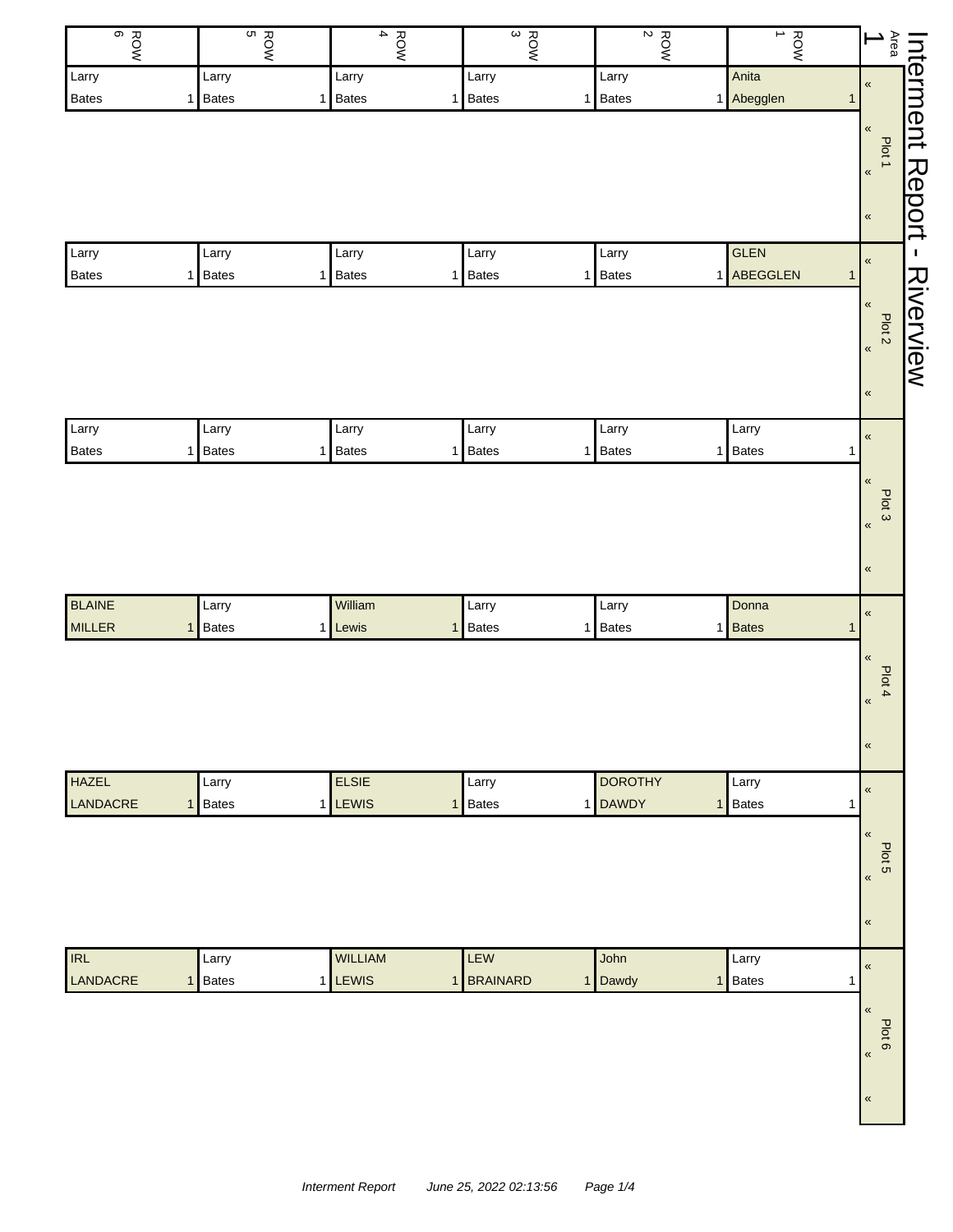# Interment Report - Riverview

Area 1

| Plot | ROW 1 | ROW 2 | ROW 3 | ROW 4 | ROW 5 | ROW 6 |
|---|---|---|---|---|---|---|
| Plot 1 | Anita Abegglen 1 | Larry Bates 1 | Larry Bates 1 | Larry Bates 1 | Larry Bates 1 | Larry Bates 1 |
| Plot 2 | GLEN ABEGGLEN 1 | Larry Bates 1 | Larry Bates 1 | Larry Bates 1 | Larry Bates 1 | Larry Bates 1 |
| Plot 3 | Larry Bates 1 | Larry Bates 1 | Larry Bates 1 | Larry Bates 1 | Larry Bates 1 | Larry Bates 1 |
| Plot 4 | Donna Bates 1 | Larry Bates 1 | Larry Bates 1 | William Lewis 1 | Larry Bates 1 | BLAINE MILLER 1 |
| Plot 5 | Larry Bates 1 | DOROTHY DAWDY 1 | Larry Bates 1 | ELSIE LEWIS 1 | Larry Bates 1 | HAZEL LANDACRE 1 |
| Plot 6 | Larry Bates 1 | John Dawdy 1 | LEW BRAINARD 1 | WILLIAM LEWIS 1 | Larry Bates 1 | IRL LANDACRE 1 |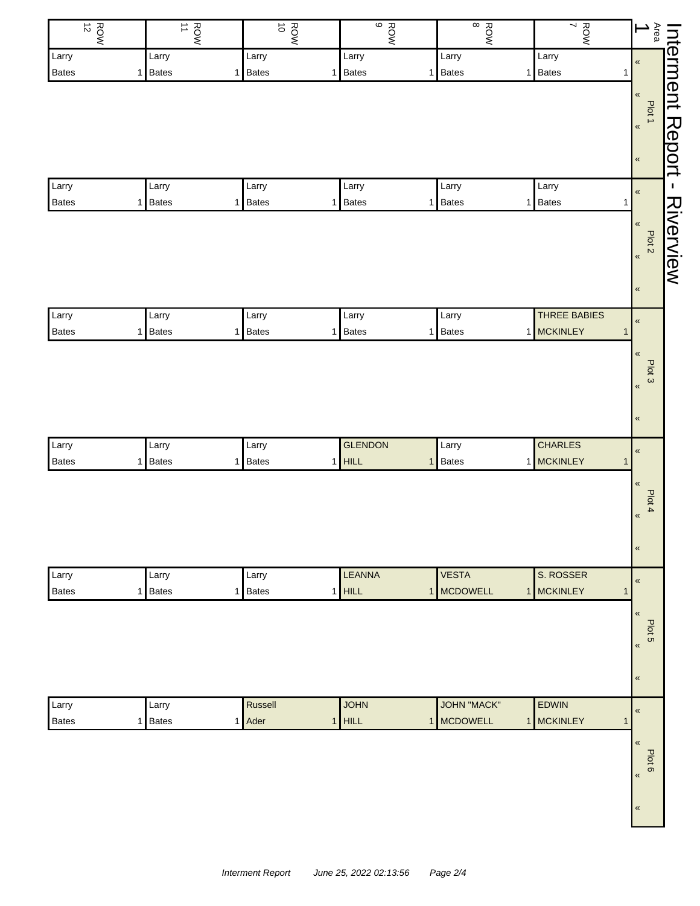# Interment Report - Riverview

Area 1

| | ROW 12 | ROW 11 | ROW 10 | ROW 9 | ROW 8 | ROW 7 |
|---|---|---|---|---|---|---|
| Plot 1 | Larry Bates 1 | Larry Bates 1 | Larry Bates 1 | Larry Bates 1 | Larry Bates 1 | Larry Bates 1 |
| Plot 2 | Larry Bates 1 | Larry Bates 1 | Larry Bates 1 | Larry Bates 1 | Larry Bates 1 | Larry Bates 1 |
| Plot 3 | Larry Bates 1 | Larry Bates 1 | Larry Bates 1 | Larry Bates 1 | Larry Bates 1 | THREE BABIES MCKINLEY 1 |
| Plot 4 | Larry Bates 1 | Larry Bates 1 | Larry Bates 1 | GLENDON HILL 1 | Larry Bates 1 | CHARLES MCKINLEY 1 |
| Plot 5 | Larry Bates 1 | Larry Bates 1 | Larry Bates 1 | LEANNA HILL 1 | VESTA MCDOWELL 1 | S. ROSSER MCKINLEY 1 |
| Plot 6 | Larry Bates 1 | Larry Bates 1 | Russell Ader 1 | JOHN HILL 1 | JOHN "MACK" MCDOWELL 1 | EDWIN MCKINLEY 1 |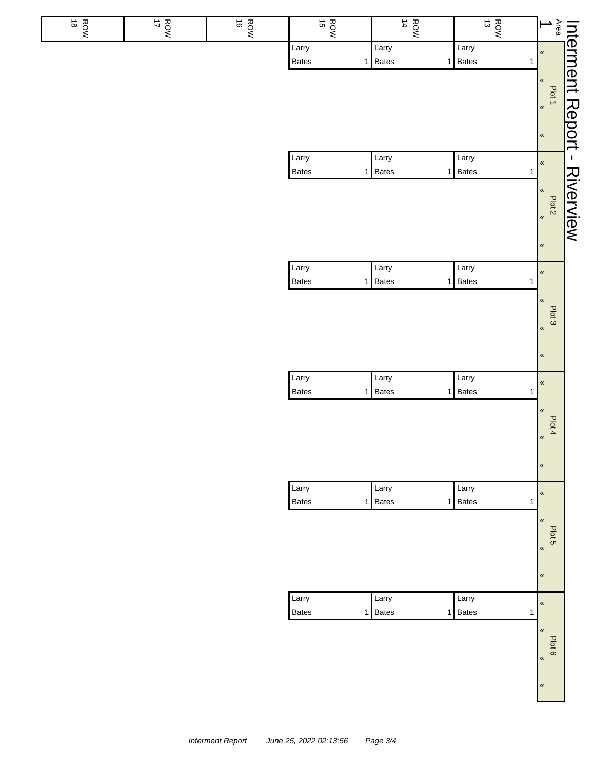# Interment Report - Riverview

| Area 1 | ROW 13 | ROW 14 | ROW 15 | ROW 16 | ROW 17 | ROW 18 |
|---|---|---|---|---|---|---|
| Plot 1 « | Larry Bates 1 | Larry Bates 1 | Larry Bates 1 | | | |
| « | | | | | | |
| « | | | | | | |
| « | | | | | | |
| Plot 2 « | Larry Bates 1 | Larry Bates 1 | Larry Bates 1 | | | |
| « | | | | | | |
| « | | | | | | |
| « | | | | | | |
| Plot 3 « | Larry Bates 1 | Larry Bates 1 | Larry Bates 1 | | | |
| « | | | | | | |
| « | | | | | | |
| « | | | | | | |
| Plot 4 « | Larry Bates 1 | Larry Bates 1 | Larry Bates 1 | | | |
| « | | | | | | |
| « | | | | | | |
| « | | | | | | |
| Plot 5 « | Larry Bates 1 | Larry Bates 1 | Larry Bates 1 | | | |
| « | | | | | | |
| « | | | | | | |
| « | | | | | | |
| Plot 6 « | Larry Bates 1 | Larry Bates 1 | Larry Bates 1 | | | |
| « | | | | | | |
| « | | | | | | |
| « | | | | | | |

*Interment Report June 25, 2022 02:13:56*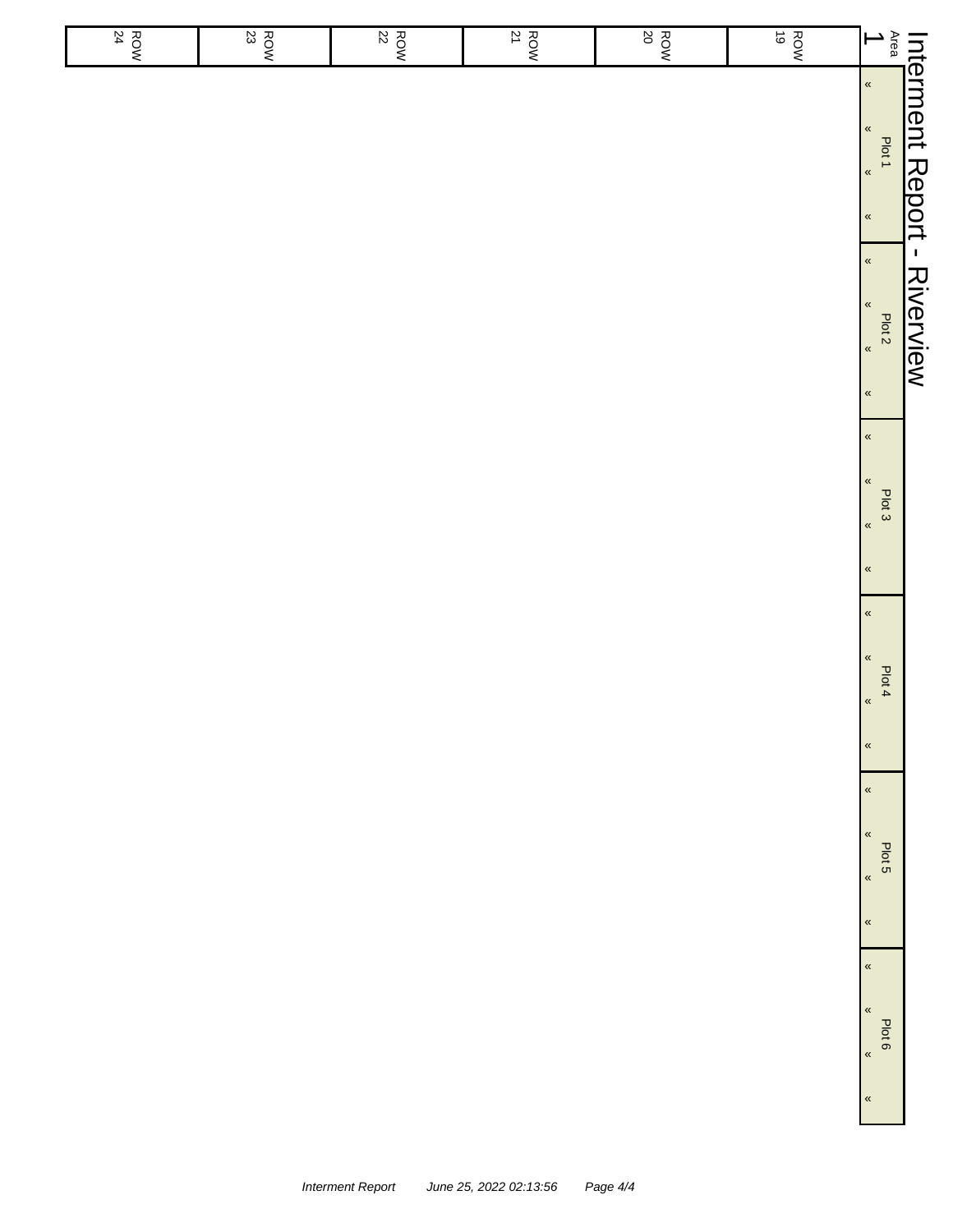# Interment Report - Riverview

| Area 1 | ROW 19 | ROW 20 | ROW 21 | ROW 22 | ROW 23 | ROW 24 |
|---|---|---|---|---|---|---|
| Plot 1 | | | | | | |
| « | | | | | | |
| « | | | | | | |
| « | | | | | | |
| « | | | | | | |
| Plot 2 | | | | | | |
| « | | | | | | |
| « | | | | | | |
| « | | | | | | |
| « | | | | | | |
| Plot 3 | | | | | | |
| « | | | | | | |
| « | | | | | | |
| « | | | | | | |
| « | | | | | | |
| Plot 4 | | | | | | |
| « | | | | | | |
| « | | | | | | |
| « | | | | | | |
| « | | | | | | |
| Plot 5 | | | | | | |
| « | | | | | | |
| « | | | | | | |
| « | | | | | | |
| « | | | | | | |
| Plot 6 | | | | | | |
| « | | | | | | |
| « | | | | | | |
| « | | | | | | |
| « | | | | | | |

*Interment Report June 25, 2022 02:13:56*